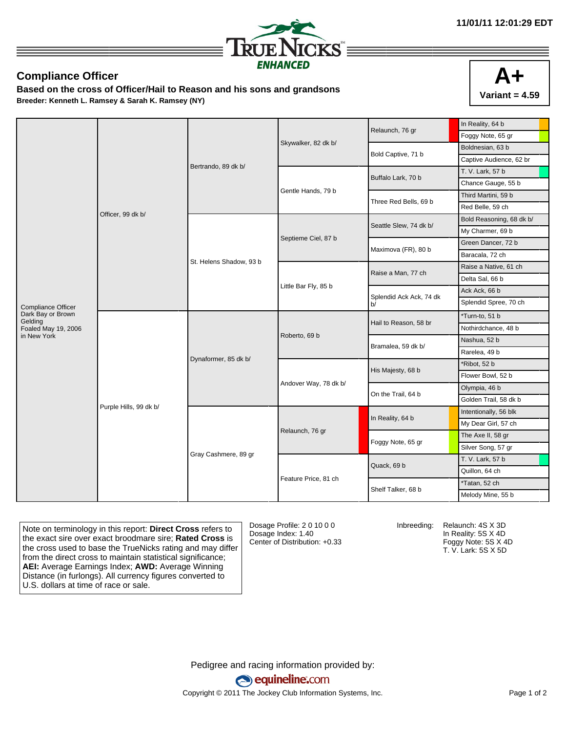11/01/11 12:01:29 EDT

TRUE NICKS ENHANCED

## Compliance Officer

**Based on the cross of Officer/Hail to Reason and his sons and grandsons**

**Breeder: Kenneth L. Ramsey & Sarah K. Ramsey (NY)**

**A+**
**Variant = 4.59**

| | | | | | |
|---|---|---|---|---|---|
| Compliance Officer Dark Bay or Brown Gelding Foaled May 19, 2006 in New York | Officer, 99 dk b/ | Bertrando, 89 dk b/ | Skywalker, 82 dk b/ | Relaunch, 76 gr | In Reality, 64 b |
| | | | | | Foggy Note, 65 gr |
| | | | | Bold Captive, 71 b | Boldnesian, 63 b |
| | | | | | Captive Audience, 62 br |
| | | | Gentle Hands, 79 b | Buffalo Lark, 70 b | T. V. Lark, 57 b |
| | | | | | Chance Gauge, 55 b |
| | | | | Three Red Bells, 69 b | Third Martini, 59 b |
| | | | | | Red Belle, 59 ch |
| | | St. Helens Shadow, 93 b | Septieme Ciel, 87 b | Seattle Slew, 74 dk b/ | Bold Reasoning, 68 dk b/ |
| | | | | | My Charmer, 69 b |
| | | | | Maximova (FR), 80 b | Green Dancer, 72 b |
| | | | | | Baracala, 72 ch |
| | | | Little Bar Fly, 85 b | Raise a Man, 77 ch | Raise a Native, 61 ch |
| | | | | | Delta Sal, 66 b |
| | | | | Splendid Ack Ack, 74 dk b/ | Ack Ack, 66 b |
| | | | | | Splendid Spree, 70 ch |
| | Purple Hills, 99 dk b/ | Dynaformer, 85 dk b/ | Roberto, 69 b | Hail to Reason, 58 br | *Turn-to, 51 b |
| | | | | | Nothirdchance, 48 b |
| | | | | Bramalea, 59 dk b/ | Nashua, 52 b |
| | | | | | Rarelea, 49 b |
| | | | Andover Way, 78 dk b/ | His Majesty, 68 b | *Ribot, 52 b |
| | | | | | Flower Bowl, 52 b |
| | | | | On the Trail, 64 b | Olympia, 46 b |
| | | | | | Golden Trail, 58 dk b |
| | | Gray Cashmere, 89 gr | Relaunch, 76 gr | In Reality, 64 b | Intentionally, 56 blk |
| | | | | | My Dear Girl, 57 ch |
| | | | | Foggy Note, 65 gr | The Axe II, 58 gr |
| | | | | | Silver Song, 57 gr |
| | | | Feature Price, 81 ch | Quack, 69 b | T. V. Lark, 57 b |
| | | | | | Quillon, 64 ch |
| | | | | Shelf Talker, 68 b | *Tatan, 52 ch |
| | | | | | Melody Mine, 55 b |

Note on terminology in this report: **Direct Cross** refers to the exact sire over exact broodmare sire; **Rated Cross** is the cross used to base the TrueNicks rating and may differ from the direct cross to maintain statistical significance; **AEI:** Average Earnings Index; **AWD:** Average Winning Distance (in furlongs). All currency figures converted to U.S. dollars at time of race or sale.

Dosage Profile: 2 0 10 0 0
Dosage Index: 1.40
Center of Distribution: +0.33

Inbreeding:
Relaunch: 4S X 3D
In Reality: 5S X 4D
Foggy Note: 5S X 4D
T. V. Lark: 5S X 5D

Pedigree and racing information provided by:
equineline.com
Copyright © 2011 The Jockey Club Information Systems, Inc.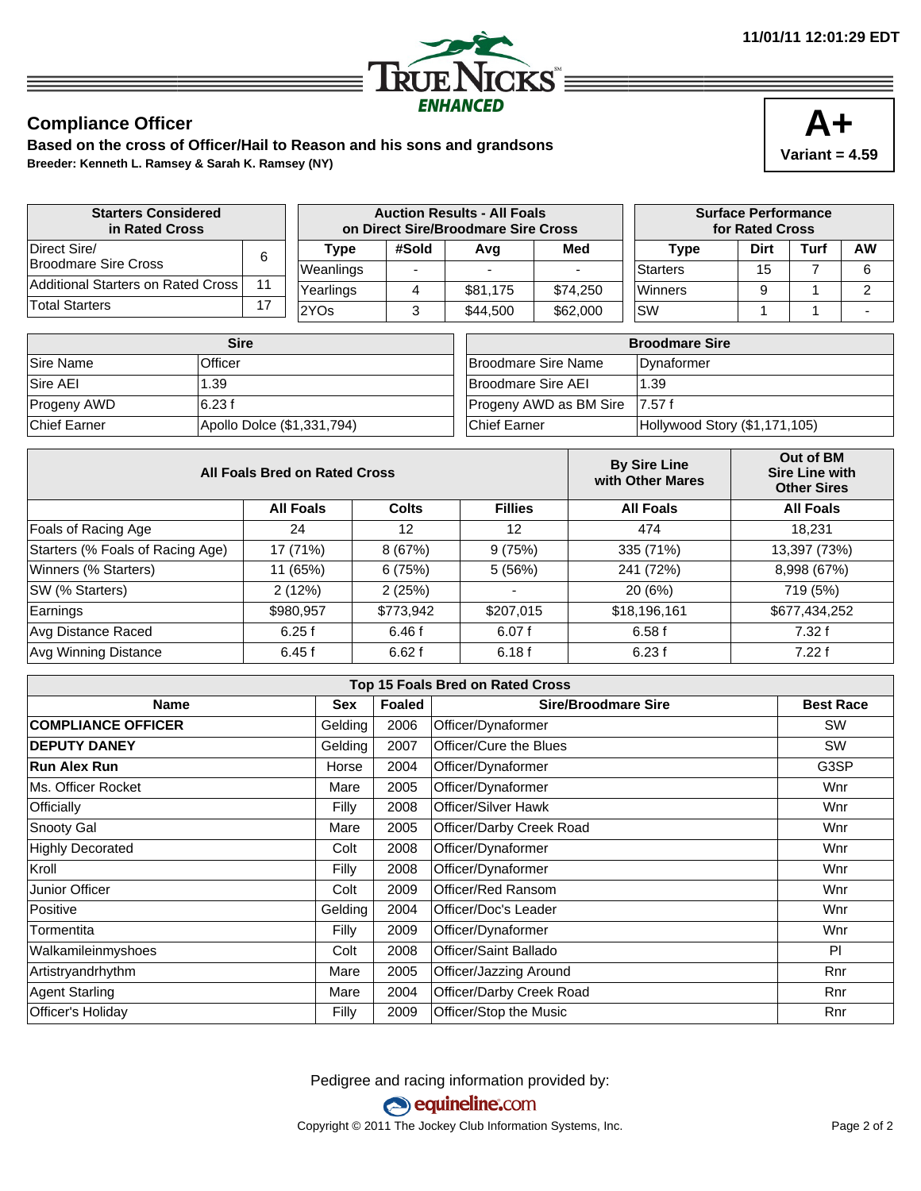11/01/11 12:01:29 EDT

TRUE NICKS ENHANCED

## Compliance Officer

**Based on the cross of Officer/Hail to Reason and his sons and grandsons**

**Breeder: Kenneth L. Ramsey & Sarah K. Ramsey (NY)**

**A+**
**Variant = 4.59**

| Starters Considered in Rated Cross | |
|---|---|
| Direct Sire/ Broodmare Sire Cross | 6 |
| Additional Starters on Rated Cross | 11 |
| Total Starters | 17 |

| Auction Results - All Foals on Direct Sire/Broodmare Sire Cross | | | |
|---|---|---|---|
| Type | #Sold | Avg | Med |
| Weanlings | - | - | - |
| Yearlings | 4 | $81,175 | $74,250 |
| 2YOs | 3 | $44,500 | $62,000 |

| Surface Performance for Rated Cross | | | |
|---|---|---|---|
| Type | Dirt | Turf | AW |
| Starters | 15 | 7 | 6 |
| Winners | 9 | 1 | 2 |
| SW | 1 | 1 | - |

| Sire | |
|---|---|
| Sire Name | Officer |
| Sire AEI | 1.39 |
| Progeny AWD | 6.23 f |
| Chief Earner | Apollo Dolce ($1,331,794) |

| Broodmare Sire | |
|---|---|
| Broodmare Sire Name | Dynaformer |
| Broodmare Sire AEI | 1.39 |
| Progeny AWD as BM Sire | 7.57 f |
| Chief Earner | Hollywood Story ($1,171,105) |

| All Foals Bred on Rated Cross | | | | By Sire Line with Other Mares | Out of BM Sire Line with Other Sires |
|---|---|---|---|---|---|
| | All Foals | Colts | Fillies | All Foals | All Foals |
| Foals of Racing Age | 24 | 12 | 12 | 474 | 18,231 |
| Starters (% Foals of Racing Age) | 17 (71%) | 8 (67%) | 9 (75%) | 335 (71%) | 13,397 (73%) |
| Winners (% Starters) | 11 (65%) | 6 (75%) | 5 (56%) | 241 (72%) | 8,998 (67%) |
| SW (% Starters) | 2 (12%) | 2 (25%) | - | 20 (6%) | 719 (5%) |
| Earnings | $980,957 | $773,942 | $207,015 | $18,196,161 | $677,434,252 |
| Avg Distance Raced | 6.25 f | 6.46 f | 6.07 f | 6.58 f | 7.32 f |
| Avg Winning Distance | 6.45 f | 6.62 f | 6.18 f | 6.23 f | 7.22 f |

| Top 15 Foals Bred on Rated Cross | | | | |
|---|---|---|---|---|
| Name | Sex | Foaled | Sire/Broodmare Sire | Best Race |
| **COMPLIANCE OFFICER** | Gelding | 2006 | Officer/Dynaformer | SW |
| **DEPUTY DANEY** | Gelding | 2007 | Officer/Cure the Blues | SW |
| **Run Alex Run** | Horse | 2004 | Officer/Dynaformer | G3SP |
| Ms. Officer Rocket | Mare | 2005 | Officer/Dynaformer | Wnr |
| Officially | Filly | 2008 | Officer/Silver Hawk | Wnr |
| Snooty Gal | Mare | 2005 | Officer/Darby Creek Road | Wnr |
| Highly Decorated | Colt | 2008 | Officer/Dynaformer | Wnr |
| Kroll | Filly | 2008 | Officer/Dynaformer | Wnr |
| Junior Officer | Colt | 2009 | Officer/Red Ransom | Wnr |
| Positive | Gelding | 2004 | Officer/Doc's Leader | Wnr |
| Tormentita | Filly | 2009 | Officer/Dynaformer | Wnr |
| Walkamileinmyshoes | Colt | 2008 | Officer/Saint Ballado | Pl |
| Artistryandrhythm | Mare | 2005 | Officer/Jazzing Around | Rnr |
| Agent Starling | Mare | 2004 | Officer/Darby Creek Road | Rnr |
| Officer's Holiday | Filly | 2009 | Officer/Stop the Music | Rnr |

Pedigree and racing information provided by:
equineline.com
Copyright © 2011 The Jockey Club Information Systems, Inc.